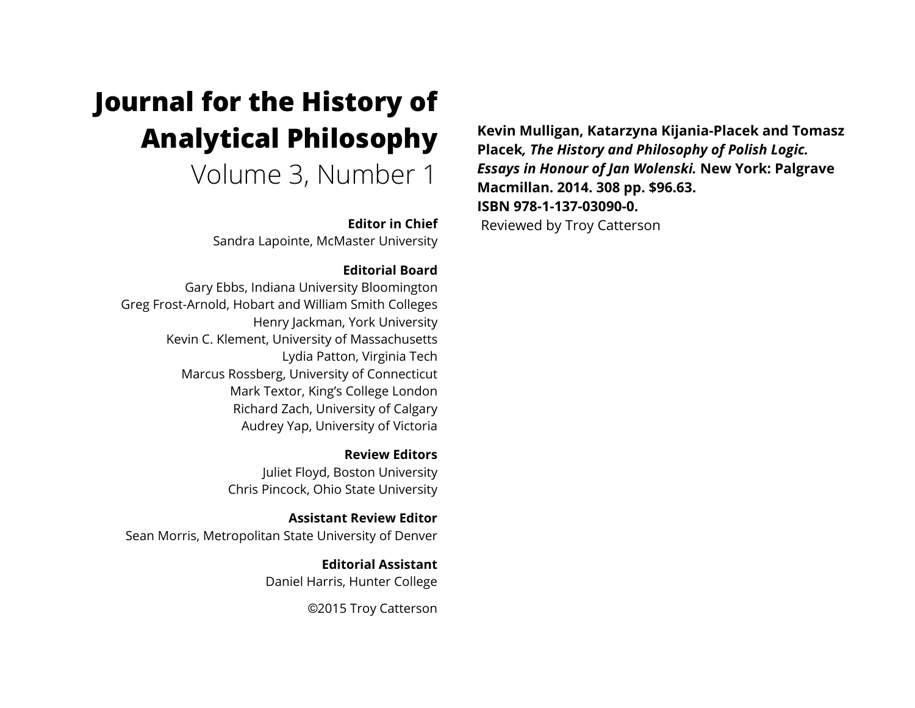# Journal for the History of Analytical Philosophy

## Volume 3, Number 1

**Editor in Chief**
Sandra Lapointe, McMaster University

**Editorial Board**
Gary Ebbs, Indiana University Bloomington
Greg Frost-Arnold, Hobart and William Smith Colleges
Henry Jackman, York University
Kevin C. Klement, University of Massachusetts
Lydia Patton, Virginia Tech
Marcus Rossberg, University of Connecticut
Mark Textor, King's College London
Richard Zach, University of Calgary
Audrey Yap, University of Victoria

**Review Editors**
Juliet Floyd, Boston University
Chris Pincock, Ohio State University

**Assistant Review Editor**
Sean Morris, Metropolitan State University of Denver

**Editorial Assistant**
Daniel Harris, Hunter College

©2015 Troy Catterson

**Kevin Mulligan, Katarzyna Kijania-Placek and Tomasz Placek*, The History and Philosophy of Polish Logic. Essays in Honour of Jan Wolenski.* New York: Palgrave Macmillan. 2014. 308 pp. $96.63. ISBN 978-1-137-03090-0.**

Reviewed by Troy Catterson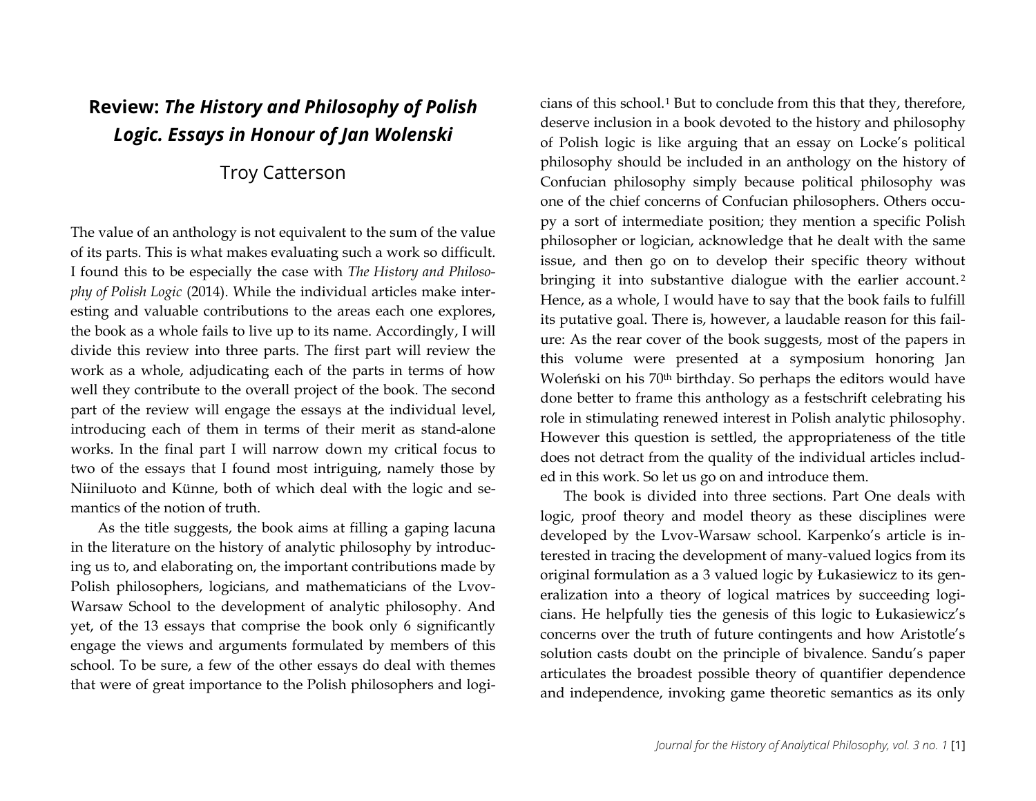# Review: *The History and Philosophy of Polish Logic. Essays in Honour of Jan Wolenski*

Troy Catterson

The value of an anthology is not equivalent to the sum of the value of its parts. This is what makes evaluating such a work so difficult. I found this to be especially the case with *The History and Philosophy of Polish Logic* (2014). While the individual articles make interesting and valuable contributions to the areas each one explores, the book as a whole fails to live up to its name. Accordingly, I will divide this review into three parts. The first part will review the work as a whole, adjudicating each of the parts in terms of how well they contribute to the overall project of the book. The second part of the review will engage the essays at the individual level, introducing each of them in terms of their merit as stand-alone works. In the final part I will narrow down my critical focus to two of the essays that I found most intriguing, namely those by Niiniluoto and Künne, both of which deal with the logic and semantics of the notion of truth.

As the title suggests, the book aims at filling a gaping lacuna in the literature on the history of analytic philosophy by introducing us to, and elaborating on, the important contributions made by Polish philosophers, logicians, and mathematicians of the Lvov-Warsaw School to the development of analytic philosophy. And yet, of the 13 essays that comprise the book only 6 significantly engage the views and arguments formulated by members of this school. To be sure, a few of the other essays do deal with themes that were of great importance to the Polish philosophers and logicians of this school.[1] But to conclude from this that they, therefore, deserve inclusion in a book devoted to the history and philosophy of Polish logic is like arguing that an essay on Locke's political philosophy should be included in an anthology on the history of Confucian philosophy simply because political philosophy was one of the chief concerns of Confucian philosophers. Others occupy a sort of intermediate position; they mention a specific Polish philosopher or logician, acknowledge that he dealt with the same issue, and then go on to develop their specific theory without bringing it into substantive dialogue with the earlier account.[2] Hence, as a whole, I would have to say that the book fails to fulfill its putative goal. There is, however, a laudable reason for this failure: As the rear cover of the book suggests, most of the papers in this volume were presented at a symposium honoring Jan Woleński on his 70th birthday. So perhaps the editors would have done better to frame this anthology as a festschrift celebrating his role in stimulating renewed interest in Polish analytic philosophy. However this question is settled, the appropriateness of the title does not detract from the quality of the individual articles included in this work. So let us go on and introduce them.

The book is divided into three sections. Part One deals with logic, proof theory and model theory as these disciplines were developed by the Lvov-Warsaw school. Karpenko's article is interested in tracing the development of many-valued logics from its original formulation as a 3 valued logic by Łukasiewicz to its generalization into a theory of logical matrices by succeeding logicians. He helpfully ties the genesis of this logic to Łukasiewicz's concerns over the truth of future contingents and how Aristotle's solution casts doubt on the principle of bivalence. Sandu's paper articulates the broadest possible theory of quantifier dependence and independence, invoking game theoretic semantics as its only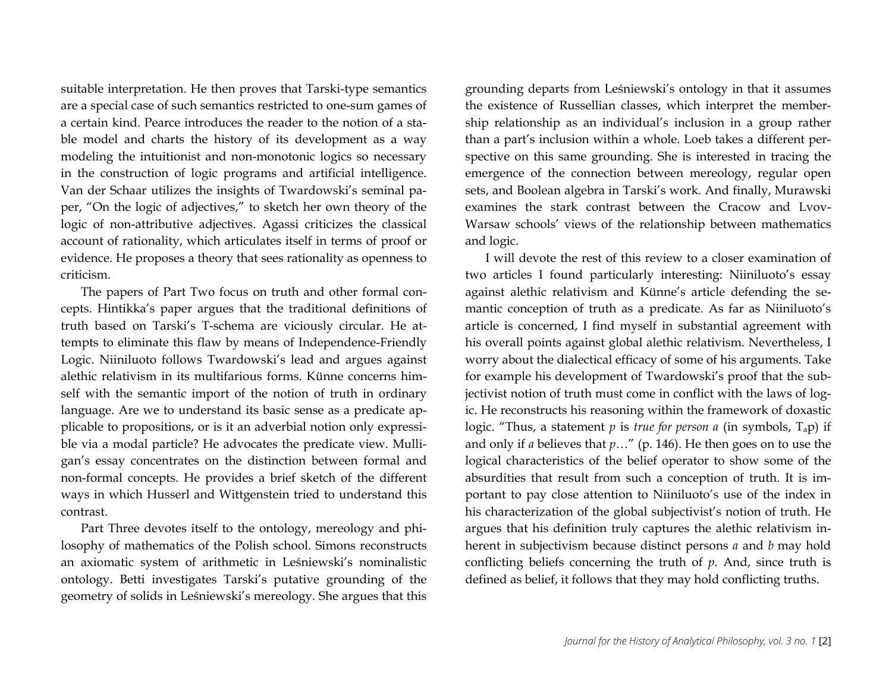suitable interpretation. He then proves that Tarski-type semantics are a special case of such semantics restricted to one-sum games of a certain kind. Pearce introduces the reader to the notion of a stable model and charts the history of its development as a way modeling the intuitionist and non-monotonic logics so necessary in the construction of logic programs and artificial intelligence. Van der Schaar utilizes the insights of Twardowski's seminal paper, "On the logic of adjectives," to sketch her own theory of the logic of non-attributive adjectives. Agassi criticizes the classical account of rationality, which articulates itself in terms of proof or evidence. He proposes a theory that sees rationality as openness to criticism.

The papers of Part Two focus on truth and other formal concepts. Hintikka's paper argues that the traditional definitions of truth based on Tarski's T-schema are viciously circular. He attempts to eliminate this flaw by means of Independence-Friendly Logic. Niiniluoto follows Twardowski's lead and argues against alethic relativism in its multifarious forms. Künne concerns himself with the semantic import of the notion of truth in ordinary language. Are we to understand its basic sense as a predicate applicable to propositions, or is it an adverbial notion only expressible via a modal particle? He advocates the predicate view. Mulligan's essay concentrates on the distinction between formal and non-formal concepts. He provides a brief sketch of the different ways in which Husserl and Wittgenstein tried to understand this contrast.

Part Three devotes itself to the ontology, mereology and philosophy of mathematics of the Polish school. Simons reconstructs an axiomatic system of arithmetic in Leśniewski's nominalistic ontology. Betti investigates Tarski's putative grounding of the geometry of solids in Leśniewski's mereology. She argues that this grounding departs from Leśniewski's ontology in that it assumes the existence of Russellian classes, which interpret the membership relationship as an individual's inclusion in a group rather than a part's inclusion within a whole. Loeb takes a different perspective on this same grounding. She is interested in tracing the emergence of the connection between mereology, regular open sets, and Boolean algebra in Tarski's work. And finally, Murawski examines the stark contrast between the Cracow and Lvov-Warsaw schools' views of the relationship between mathematics and logic.

I will devote the rest of this review to a closer examination of two articles I found particularly interesting: Niiniluoto's essay against alethic relativism and Künne's article defending the semantic conception of truth as a predicate. As far as Niiniluoto's article is concerned, I find myself in substantial agreement with his overall points against global alethic relativism. Nevertheless, I worry about the dialectical efficacy of some of his arguments. Take for example his development of Twardowski's proof that the subjectivist notion of truth must come in conflict with the laws of logic. He reconstructs his reasoning within the framework of doxastic logic. "Thus, a statement *p* is *true for person a* (in symbols, $T_a p$) if and only if *a* believes that *p*…" (p. 146). He then goes on to use the logical characteristics of the belief operator to show some of the absurdities that result from such a conception of truth. It is important to pay close attention to Niiniluoto's use of the index in his characterization of the global subjectivist's notion of truth. He argues that his definition truly captures the alethic relativism inherent in subjectivism because distinct persons *a* and *b* may hold conflicting beliefs concerning the truth of *p*. And, since truth is defined as belief, it follows that they may hold conflicting truths.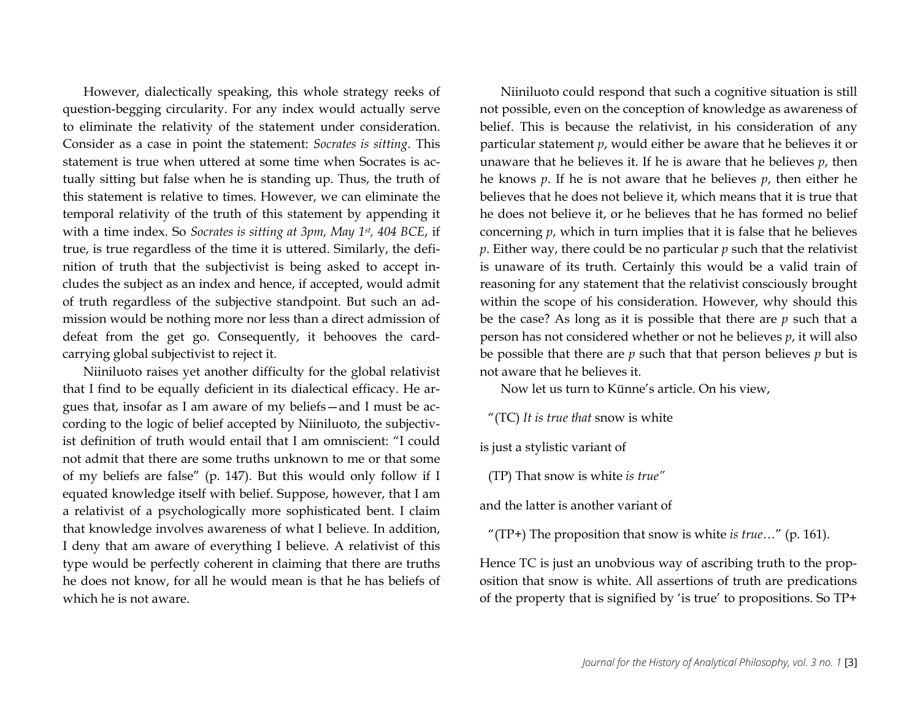However, dialectically speaking, this whole strategy reeks of question-begging circularity. For any index would actually serve to eliminate the relativity of the statement under consideration. Consider as a case in point the statement: *Socrates is sitting*. This statement is true when uttered at some time when Socrates is actually sitting but false when he is standing up. Thus, the truth of this statement is relative to times. However, we can eliminate the temporal relativity of the truth of this statement by appending it with a time index. So *Socrates is sitting at 3pm, May 1st, 404 BCE*, if true, is true regardless of the time it is uttered. Similarly, the definition of truth that the subjectivist is being asked to accept includes the subject as an index and hence, if accepted, would admit of truth regardless of the subjective standpoint. But such an admission would be nothing more nor less than a direct admission of defeat from the get go. Consequently, it behooves the card-carrying global subjectivist to reject it.

Niiniluoto raises yet another difficulty for the global relativist that I find to be equally deficient in its dialectical efficacy. He argues that, insofar as I am aware of my beliefs—and I must be according to the logic of belief accepted by Niiniluoto, the subjectivist definition of truth would entail that I am omniscient: "I could not admit that there are some truths unknown to me or that some of my beliefs are false" (p. 147). But this would only follow if I equated knowledge itself with belief. Suppose, however, that I am a relativist of a psychologically more sophisticated bent. I claim that knowledge involves awareness of what I believe. In addition, I deny that am aware of everything I believe. A relativist of this type would be perfectly coherent in claiming that there are truths he does not know, for all he would mean is that he has beliefs of which he is not aware.

Niiniluoto could respond that such a cognitive situation is still not possible, even on the conception of knowledge as awareness of belief. This is because the relativist, in his consideration of any particular statement *p*, would either be aware that he believes it or unaware that he believes it. If he is aware that he believes *p*, then he knows *p*. If he is not aware that he believes *p*, then either he believes that he does not believe it, which means that it is true that he does not believe it, or he believes that he has formed no belief concerning *p*, which in turn implies that it is false that he believes *p*. Either way, there could be no particular *p* such that the relativist is unaware of its truth. Certainly this would be a valid train of reasoning for any statement that the relativist consciously brought within the scope of his consideration. However, why should this be the case? As long as it is possible that there are *p* such that a person has not considered whether or not he believes *p*, it will also be possible that there are *p* such that that person believes *p* but is not aware that he believes it.

Now let us turn to Künne's article. On his view,

"(TC) *It is true that* snow is white

is just a stylistic variant of

(TP) That snow is white *is true*"

and the latter is another variant of

"(TP+) The proposition that snow is white *is true*…" (p. 161).

Hence TC is just an unobvious way of ascribing truth to the proposition that snow is white. All assertions of truth are predications of the property that is signified by 'is true' to propositions. So TP+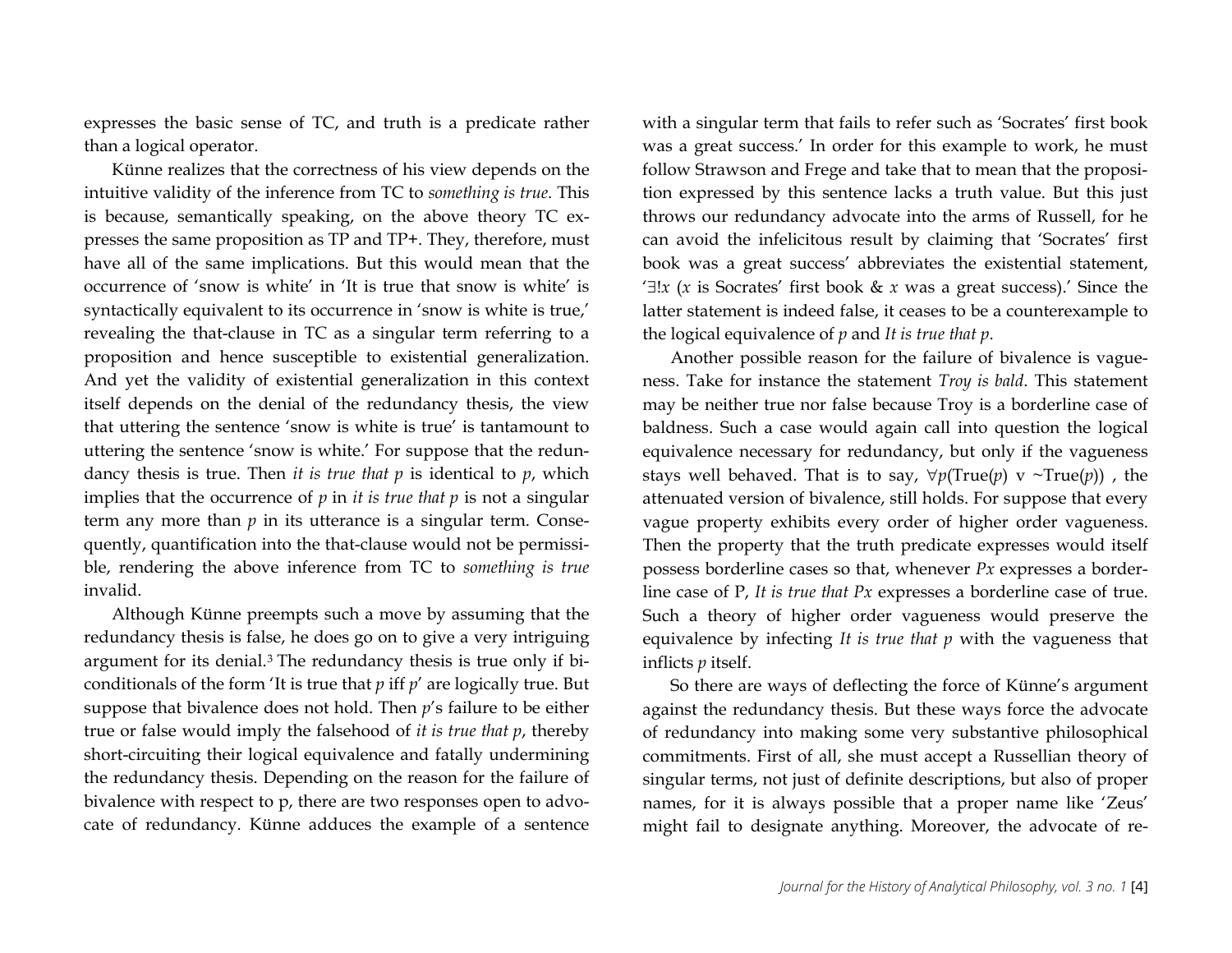expresses the basic sense of TC, and truth is a predicate rather than a logical operator.

Künne realizes that the correctness of his view depends on the intuitive validity of the inference from TC to *something is true*. This is because, semantically speaking, on the above theory TC expresses the same proposition as TP and TP+. They, therefore, must have all of the same implications. But this would mean that the occurrence of 'snow is white' in 'It is true that snow is white' is syntactically equivalent to its occurrence in 'snow is white is true,' revealing the that-clause in TC as a singular term referring to a proposition and hence susceptible to existential generalization. And yet the validity of existential generalization in this context itself depends on the denial of the redundancy thesis, the view that uttering the sentence 'snow is white is true' is tantamount to uttering the sentence 'snow is white.' For suppose that the redundancy thesis is true. Then *it is true that p* is identical to *p*, which implies that the occurrence of *p* in *it is true that p* is not a singular term any more than *p* in its utterance is a singular term. Consequently, quantification into the that-clause would not be permissible, rendering the above inference from TC to *something is true* invalid.

Although Künne preempts such a move by assuming that the redundancy thesis is false, he does go on to give a very intriguing argument for its denial.[3] The redundancy thesis is true only if biconditionals of the form 'It is true that *p* iff *p*' are logically true. But suppose that bivalence does not hold. Then *p*'s failure to be either true or false would imply the falsehood of *it is true that p*, thereby short-circuiting their logical equivalence and fatally undermining the redundancy thesis. Depending on the reason for the failure of bivalence with respect to p, there are two responses open to advocate of redundancy. Künne adduces the example of a sentence with a singular term that fails to refer such as 'Socrates' first book was a great success.' In order for this example to work, he must follow Strawson and Frege and take that to mean that the proposition expressed by this sentence lacks a truth value. But this just throws our redundancy advocate into the arms of Russell, for he can avoid the infelicitous result by claiming that 'Socrates' first book was a great success' abbreviates the existential statement, '$\exists!x$ (*x* is Socrates' first book & *x* was a great success).' Since the latter statement is indeed false, it ceases to be a counterexample to the logical equivalence of *p* and *It is true that p*.

Another possible reason for the failure of bivalence is vagueness. Take for instance the statement *Troy is bald*. This statement may be neither true nor false because Troy is a borderline case of baldness. Such a case would again call into question the logical equivalence necessary for redundancy, but only if the vagueness stays well behaved. That is to say, $\forall p(\text{True}(p) \vee \sim\text{True}(p))$ , the attenuated version of bivalence, still holds. For suppose that every vague property exhibits every order of higher order vagueness. Then the property that the truth predicate expresses would itself possess borderline cases so that, whenever *Px* expresses a borderline case of P, *It is true that Px* expresses a borderline case of true. Such a theory of higher order vagueness would preserve the equivalence by infecting *It is true that p* with the vagueness that inflicts *p* itself.

So there are ways of deflecting the force of Künne's argument against the redundancy thesis. But these ways force the advocate of redundancy into making some very substantive philosophical commitments. First of all, she must accept a Russellian theory of singular terms, not just of definite descriptions, but also of proper names, for it is always possible that a proper name like 'Zeus' might fail to designate anything. Moreover, the advocate of re-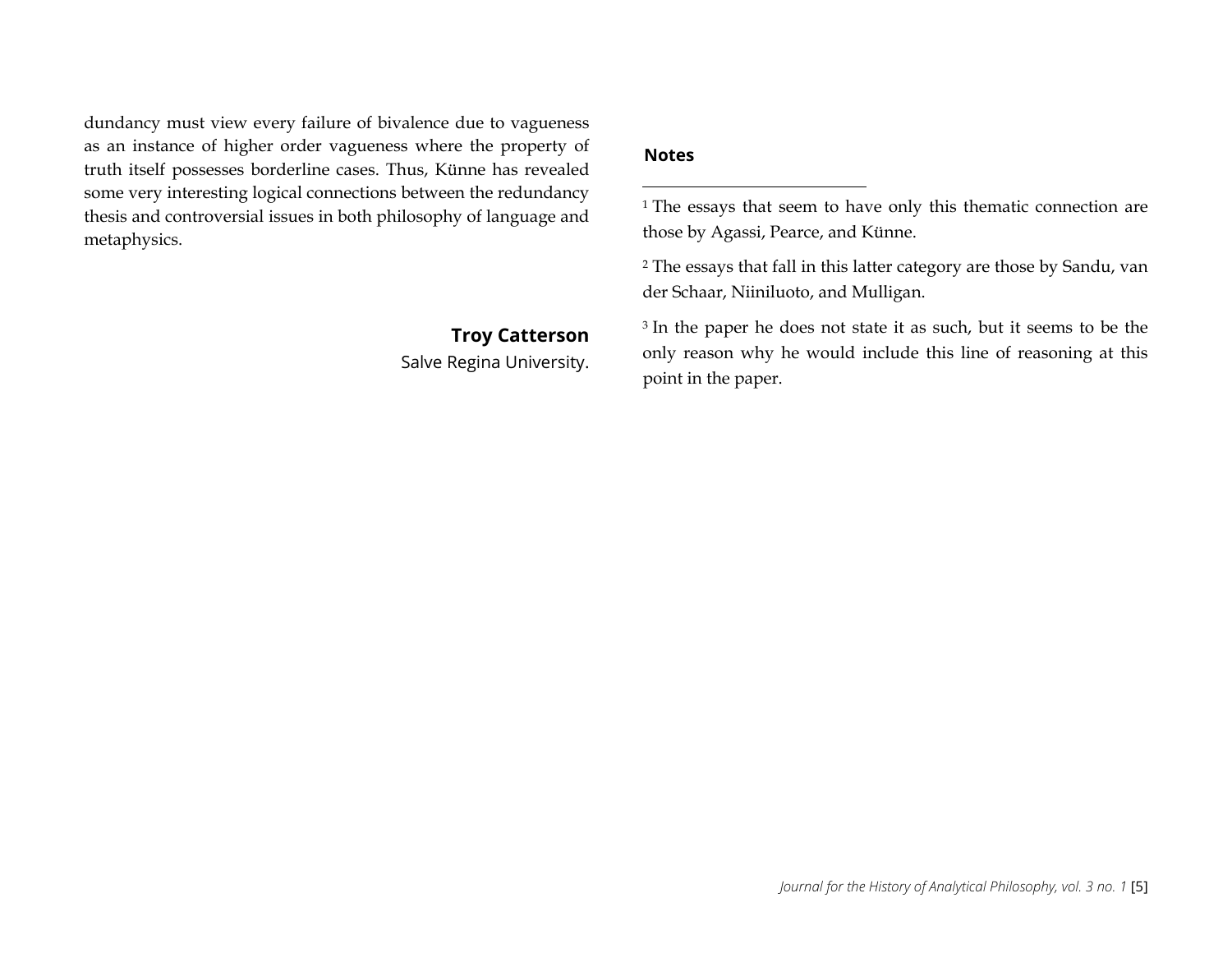dundancy must view every failure of bivalence due to vagueness as an instance of higher order vagueness where the property of truth itself possesses borderline cases. Thus, Künne has revealed some very interesting logical connections between the redundancy thesis and controversial issues in both philosophy of language and metaphysics.

**Troy Catterson**
Salve Regina University.

## Notes

[1] The essays that seem to have only this thematic connection are those by Agassi, Pearce, and Künne.

[2] The essays that fall in this latter category are those by Sandu, van der Schaar, Niiniluoto, and Mulligan.

[3] In the paper he does not state it as such, but it seems to be the only reason why he would include this line of reasoning at this point in the paper.